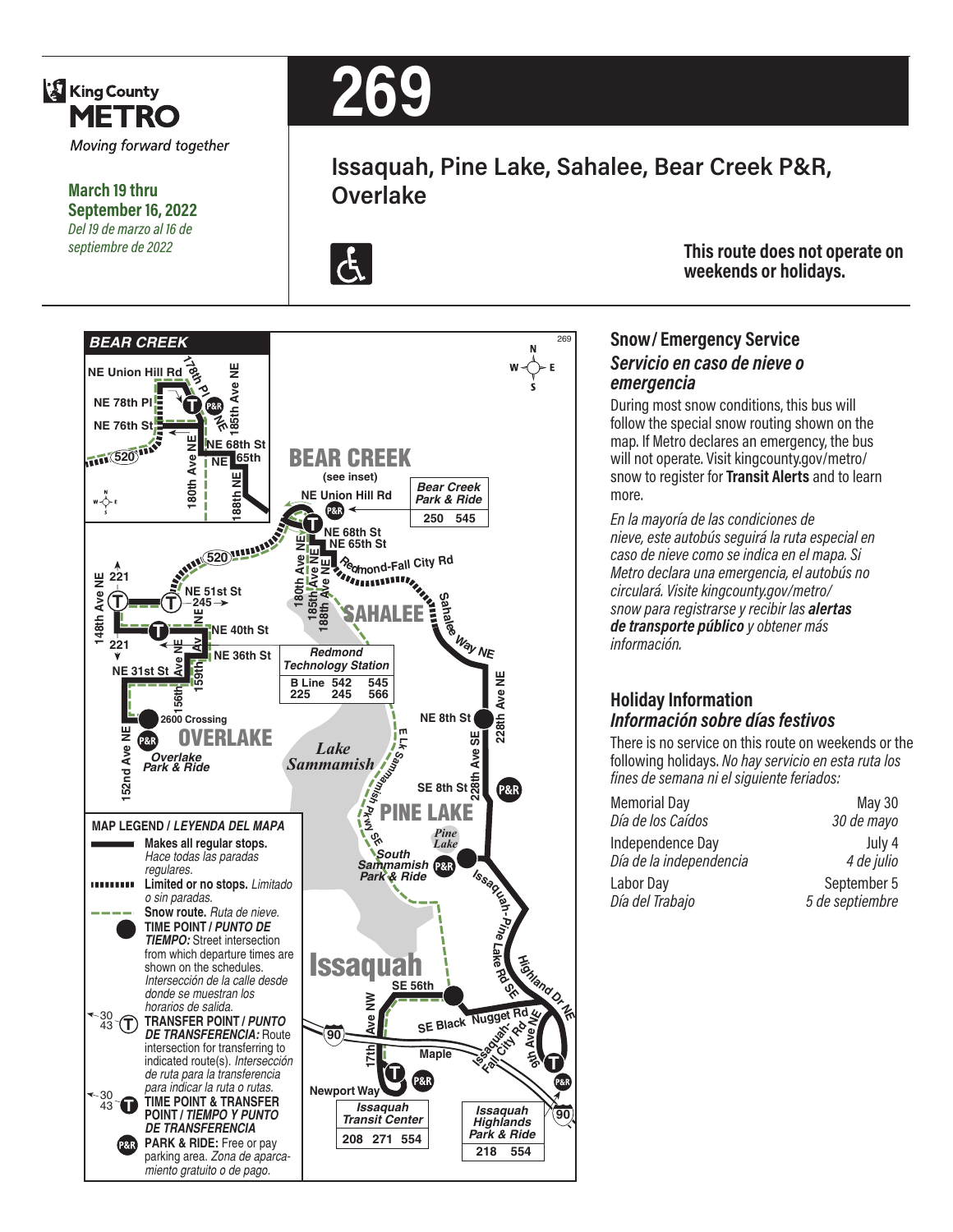King County METRO

*Moving forward together*

**March 19 thru September 16, 2022**
*Del 19 de marzo al 16 de septiembre de 2022*

# 269

## Issaquah, Pine Lake, Sahalee, Bear Creek P&R, Overlake

**This route does not operate on weekends or holidays.**

BEAR CREEK

NE Union Hill Rd, 178th Pl NE, 185th Ave NE, NE 78th Pl, NE 76th St, 520, 180th Ave NE, NE 68th St, NE 65th, 188th Ave NE

BEAR CREEK (see inset)

NE Union Hill Rd

| Bear Creek Park & Ride |
|---|
| 250 545 |

NE 68th St, NE 65th St, 180th Ave NE, 185th Ave NE, 188th Ave NE, Redmond-Fall City Rd, SAHALEE, Sahalee Way NE, 228th Ave NE, NE 8th St, 228th Ave SE, SE 8th St

520, 221, 148th Ave NE, NE 51st St, 245, NE 40th St, 221, NE 36th St, NE 31st St, 156th Ave NE, 159th Ave NE, 2600 Crossing, 152nd Ave NE

OVERLAKE

*Overlake Park & Ride*

| Redmond Technology Station | | |
|---|---|---|
| B Line | 542 | 545 |
| 225 | 245 | 566 |

Lake Sammamish, E Lk Sammamish Pkwy SE

PINE LAKE

*Pine Lake*

*South Sammamish Park & Ride*

Issaquah-Pine Lake Rd SE, Highland Dr NE

Issaquah

SE 56th, 17th Ave NW, SE Black Nugget Rd, Issaquah-Fall City Rd, 9th Ave NE, Maple, 90, Newport Way

| Issaquah Transit Center | | |
|---|---|---|
| 208 | 271 | 554 |

| Issaquah Highlands Park & Ride | |
|---|---|
| 218 | 554 |

**MAP LEGEND / *LEYENDA DEL MAPA***

- **Makes all regular stops.** *Hace todas las paradas regulares.*
- **Limited or no stops.** *Limitado o sin paradas.*
- **Snow route.** *Ruta de nieve.*
- **TIME POINT / *PUNTO DE TIEMPO:*** Street intersection from which departure times are shown on the schedules. *Intersección de la calle desde donde se muestran los horarios de salida.*
- **TRANSFER POINT / *PUNTO DE TRANSFERENCIA:*** Route intersection for transferring to indicated route(s). *Intersección de ruta para la transferencia para indicar la ruta o rutas.*
- **TIME POINT & TRANSFER POINT / *TIEMPO Y PUNTO DE TRANSFERENCIA***
- **PARK & RIDE:** Free or pay parking area. *Zona de aparcamiento gratuito o de pago.*

## Snow / Emergency Service
### *Servicio en caso de nieve o emergencia*

During most snow conditions, this bus will follow the special snow routing shown on the map. If Metro declares an emergency, the bus will not operate. Visit kingcounty.gov/metro/snow to register for **Transit Alerts** and to learn more.

*En la mayoría de las condiciones de nieve, este autobús seguirá la ruta especial en caso de nieve como se indica en el mapa. Si Metro declara una emergencia, el autobús no circulará. Visite kingcounty.gov/metro/snow para registrarse y recibir las **alertas de transporte público** y obtener más información.*

## Holiday Information
### *Información sobre días festivos*

There is no service on this route on weekends or the following holidays. *No hay servicio en esta ruta los fines de semana ni el siguiente feriados:*

| Holiday | Date |
|---|---|
| Memorial Day / *Día de los Caídos* | May 30 / *30 de mayo* |
| Independence Day / *Día de la independencia* | July 4 / *4 de julio* |
| Labor Day / *Día del Trabajo* | September 5 / *5 de septiembre* |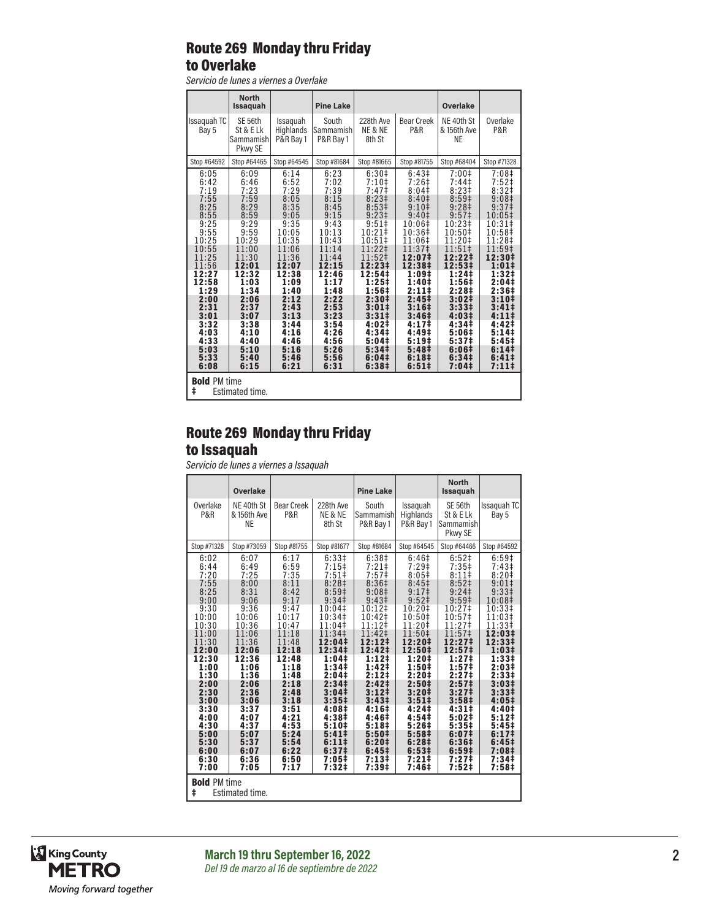## Route 269 Monday thru Friday to Overlake

*Servicio de lunes a viernes a Overlake*

| | North Issaquah | | Pine Lake | | | Overlake | |
|---|---|---|---|---|---|---|---|
| Issaquah TC Bay 5 | SE 56th St & E Lk Sammamish Pkwy SE | Issaquah Highlands P&R Bay 1 | South Sammamish P&R Bay 1 | 228th Ave NE & NE 8th St | Bear Creek P&R | NE 40th St & 156th Ave NE | Overlake P&R |
| Stop #64592 | Stop #64465 | Stop #64545 | Stop #81684 | Stop #81665 | Stop #81755 | Stop #68404 | Stop #71328 |
| 6:05 | 6:09 | 6:14 | 6:23 | 6:30‡ | 6:43‡ | 7:00‡ | 7:08‡ |
| 6:42 | 6:46 | 6:52 | 7:02 | 7:10‡ | 7:26‡ | 7:44‡ | 7:52‡ |
| 7:19 | 7:23 | 7:29 | 7:39 | 7:47‡ | 8:04‡ | 8:23‡ | 8:32‡ |
| 7:55 | 7:59 | 8:05 | 8:15 | 8:23‡ | 8:40‡ | 8:59‡ | 9:08‡ |
| 8:25 | 8:29 | 8:35 | 8:45 | 8:53‡ | 9:10‡ | 9:28‡ | 9:37‡ |
| 8:55 | 8:59 | 9:05 | 9:15 | 9:23‡ | 9:40‡ | 9:57‡ | 10:05‡ |
| 9:25 | 9:29 | 9:35 | 9:43 | 9:51‡ | 10:06‡ | 10:23‡ | 10:31‡ |
| 9:55 | 9:59 | 10:05 | 10:13 | 10:21‡ | 10:36‡ | 10:50‡ | 10:58‡ |
| 10:25 | 10:29 | 10:35 | 10:43 | 10:51‡ | 11:06‡ | 11:20‡ | 11:28‡ |
| 10:55 | 11:00 | 11:06 | 11:14 | 11:22‡ | 11:37‡ | 11:51‡ | 11:59‡ |
| 11:25 | 11:30 | 11:36 | 11:44 | 11:52‡ | **12:07‡** | **12:22‡** | **12:30‡** |
| 11:56 | **12:01** | **12:07** | **12:15** | **12:23‡** | **12:38‡** | **12:53‡** | **1:01‡** |
| **12:27** | **12:32** | **12:38** | **12:46** | **12:54‡** | **1:09‡** | **1:24‡** | **1:32‡** |
| **12:58** | **1:03** | **1:09** | **1:17** | **1:25‡** | **1:40‡** | **1:56‡** | **2:04‡** |
| **1:29** | **1:34** | **1:40** | **1:48** | **1:56‡** | **2:11‡** | **2:28‡** | **2:36‡** |
| **2:00** | **2:06** | **2:12** | **2:22** | **2:30‡** | **2:45‡** | **3:02‡** | **3:10‡** |
| **2:31** | **2:37** | **2:43** | **2:53** | **3:01‡** | **3:16‡** | **3:33‡** | **3:41‡** |
| **3:01** | **3:07** | **3:13** | **3:23** | **3:31‡** | **3:46‡** | **4:03‡** | **4:11‡** |
| **3:32** | **3:38** | **3:44** | **3:54** | **4:02‡** | **4:17‡** | **4:34‡** | **4:42‡** |
| **4:03** | **4:10** | **4:16** | **4:26** | **4:34‡** | **4:49‡** | **5:06‡** | **5:14‡** |
| **4:33** | **4:40** | **4:46** | **4:56** | **5:04‡** | **5:19‡** | **5:37‡** | **5:45‡** |
| **5:03** | **5:10** | **5:16** | **5:26** | **5:34‡** | **5:48‡** | **6:06‡** | **6:14‡** |
| **5:33** | **5:40** | **5:46** | **5:56** | **6:04‡** | **6:18‡** | **6:34‡** | **6:41‡** |
| **6:08** | **6:15** | **6:21** | **6:31** | **6:38‡** | **6:51‡** | **7:04‡** | **7:11‡** |

**Bold** PM time
‡ Estimated time.

## Route 269 Monday thru Friday to Issaquah

*Servicio de lunes a viernes a Issaquah*

| | Overlake | | | Pine Lake | | North Issaquah | |
|---|---|---|---|---|---|---|---|
| Overlake P&R | NE 40th St & 156th Ave NE | Bear Creek P&R | 228th Ave NE & NE 8th St | South Sammamish P&R Bay 1 | Issaquah Highlands P&R Bay 1 | SE 56th St & E Lk Sammamish Pkwy SE | Issaquah TC Bay 5 |
| Stop #71328 | Stop #73059 | Stop #81755 | Stop #81677 | Stop #81684 | Stop #64545 | Stop #64466 | Stop #64592 |
| 6:02 | 6:07 | 6:17 | 6:33‡ | 6:38‡ | 6:46‡ | 6:52‡ | 6:59‡ |
| 6:44 | 6:49 | 6:59 | 7:15‡ | 7:21‡ | 7:29‡ | 7:35‡ | 7:43‡ |
| 7:20 | 7:25 | 7:35 | 7:51‡ | 7:57‡ | 8:05‡ | 8:11‡ | 8:20‡ |
| 7:55 | 8:00 | 8:11 | 8:28‡ | 8:36‡ | 8:45‡ | 8:52‡ | 9:01‡ |
| 8:25 | 8:31 | 8:42 | 8:59‡ | 9:08‡ | 9:17‡ | 9:24‡ | 9:33‡ |
| 9:00 | 9:06 | 9:17 | 9:34‡ | 9:43‡ | 9:52‡ | 9:59‡ | 10:08‡ |
| 9:30 | 9:36 | 9:47 | 10:04‡ | 10:12‡ | 10:20‡ | 10:27‡ | 10:33‡ |
| 10:00 | 10:06 | 10:17 | 10:34‡ | 10:42‡ | 10:50‡ | 10:57‡ | 11:03‡ |
| 10:30 | 10:36 | 10:47 | 11:04‡ | 11:12‡ | 11:20‡ | 11:27‡ | 11:33‡ |
| 11:00 | 11:06 | 11:18 | 11:34‡ | 11:42‡ | 11:50‡ | 11:57‡ | **12:03‡** |
| 11:30 | 11:36 | 11:48 | **12:04‡** | **12:12‡** | **12:20‡** | **12:27‡** | **12:33‡** |
| **12:00** | **12:06** | **12:18** | **12:34‡** | **12:42‡** | **12:50‡** | **12:57‡** | **1:03‡** |
| **12:30** | **12:36** | **12:48** | **1:04‡** | **1:12‡** | **1:20‡** | **1:27‡** | **1:33‡** |
| **1:00** | **1:06** | **1:18** | **1:34‡** | **1:42‡** | **1:50‡** | **1:57‡** | **2:03‡** |
| **1:30** | **1:36** | **1:48** | **2:04‡** | **2:12‡** | **2:20‡** | **2:27‡** | **2:33‡** |
| **2:00** | **2:06** | **2:18** | **2:34‡** | **2:42‡** | **2:50‡** | **2:57‡** | **3:03‡** |
| **2:30** | **2:36** | **2:48** | **3:04‡** | **3:12‡** | **3:20‡** | **3:27‡** | **3:33‡** |
| **3:00** | **3:06** | **3:18** | **3:35‡** | **3:43‡** | **3:51‡** | **3:58‡** | **4:05‡** |
| **3:30** | **3:37** | **3:51** | **4:08‡** | **4:16‡** | **4:24‡** | **4:31‡** | **4:40‡** |
| **4:00** | **4:07** | **4:21** | **4:38‡** | **4:46‡** | **4:54‡** | **5:02‡** | **5:12‡** |
| **4:30** | **4:37** | **4:53** | **5:10‡** | **5:18‡** | **5:26‡** | **5:35‡** | **5:45‡** |
| **5:00** | **5:07** | **5:24** | **5:41‡** | **5:50‡** | **5:58‡** | **6:07‡** | **6:17‡** |
| **5:30** | **5:37** | **5:54** | **6:11‡** | **6:20‡** | **6:28‡** | **6:36‡** | **6:45‡** |
| **6:00** | **6:07** | **6:22** | **6:37‡** | **6:45‡** | **6:53‡** | **6:59‡** | **7:08‡** |
| **6:30** | **6:36** | **6:50** | **7:05‡** | **7:13‡** | **7:21‡** | **7:27‡** | **7:34‡** |
| **7:00** | **7:05** | **7:17** | **7:32‡** | **7:39‡** | **7:46‡** | **7:52‡** | **7:58‡** |

**Bold** PM time
‡ Estimated time.

King County METRO
*Moving forward together*

**March 19 thru September 16, 2022**
*Del 19 de marzo al 16 de septiembre de 2022*